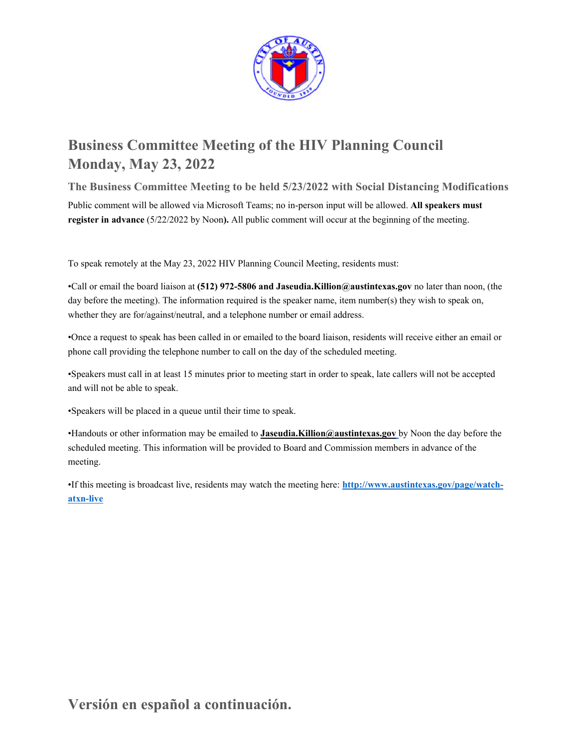# Business Committee Meeting of the HIV Planning Council
# Monday, May 23, 2022

### The Business Committee Meeting to be held 5/23/2022 with Social Distancing Modifications

Public comment will be allowed via Microsoft Teams; no in-person input will be allowed. **All speakers must register in advance** (5/22/2022 by Noon**).** All public comment will occur at the beginning of the meeting.

To speak remotely at the May 23, 2022 HIV Planning Council Meeting, residents must:

•Call or email the board liaison at **(512) 972-5806 and Jaseudia.Killion@austintexas.gov** no later than noon, (the day before the meeting). The information required is the speaker name, item number(s) they wish to speak on, whether they are for/against/neutral, and a telephone number or email address.

•Once a request to speak has been called in or emailed to the board liaison, residents will receive either an email or phone call providing the telephone number to call on the day of the scheduled meeting.

•Speakers must call in at least 15 minutes prior to meeting start in order to speak, late callers will not be accepted and will not be able to speak.

•Speakers will be placed in a queue until their time to speak.

•Handouts or other information may be emailed to **Jaseudia.Killion@austintexas.gov** by Noon the day before the scheduled meeting. This information will be provided to Board and Commission members in advance of the meeting.

•If this meeting is broadcast live, residents may watch the meeting here: **http://www.austintexas.gov/page/watch-atxn-live**

## Versión en español a continuación.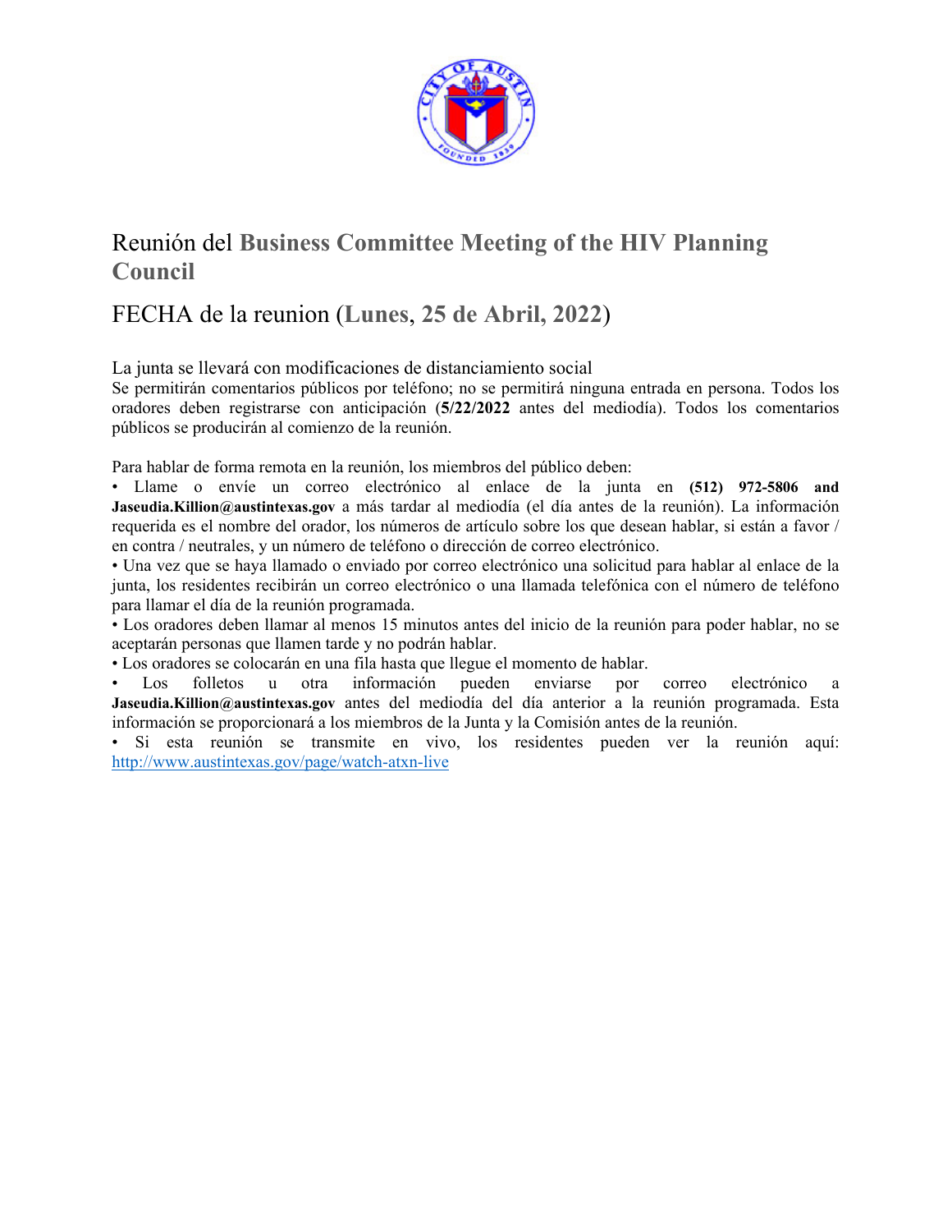## Reunión del **Business Committee Meeting of the HIV Planning Council**

## FECHA de la reunion (**Lunes, 25 de Abril, 2022**)

La junta se llevará con modificaciones de distanciamiento social

Se permitirán comentarios públicos por teléfono; no se permitirá ninguna entrada en persona. Todos los oradores deben registrarse con anticipación (**5/22/2022** antes del mediodía). Todos los comentarios públicos se producirán al comienzo de la reunión.

Para hablar de forma remota en la reunión, los miembros del público deben:

- Llame o envíe un correo electrónico al enlace de la junta en **(512) 972-5806 and Jaseudia.Killion@austintexas.gov** a más tardar al mediodía (el día antes de la reunión). La información requerida es el nombre del orador, los números de artículo sobre los que desean hablar, si están a favor / en contra / neutrales, y un número de teléfono o dirección de correo electrónico.
- Una vez que se haya llamado o enviado por correo electrónico una solicitud para hablar al enlace de la junta, los residentes recibirán un correo electrónico o una llamada telefónica con el número de teléfono para llamar el día de la reunión programada.
- Los oradores deben llamar al menos 15 minutos antes del inicio de la reunión para poder hablar, no se aceptarán personas que llamen tarde y no podrán hablar.
- Los oradores se colocarán en una fila hasta que llegue el momento de hablar.
- Los folletos u otra información pueden enviarse por correo electrónico a **Jaseudia.Killion@austintexas.gov** antes del mediodía del día anterior a la reunión programada. Esta información se proporcionará a los miembros de la Junta y la Comisión antes de la reunión.
- Si esta reunión se transmite en vivo, los residentes pueden ver la reunión aquí: http://www.austintexas.gov/page/watch-atxn-live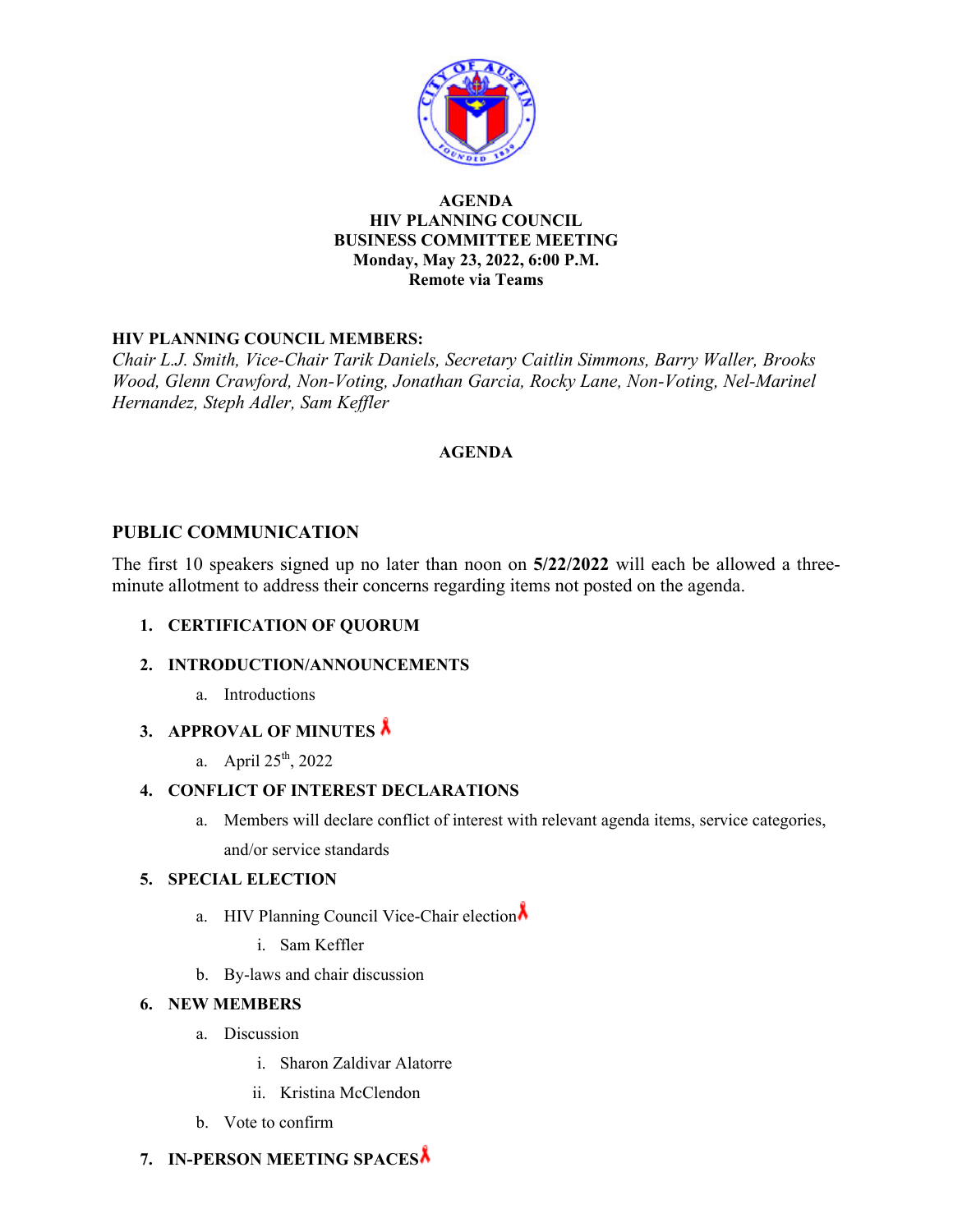# AGENDA
## HIV PLANNING COUNCIL
## BUSINESS COMMITTEE MEETING
**Monday, May 23, 2022, 6:00 P.M.**
**Remote via Teams**

**HIV PLANNING COUNCIL MEMBERS:**
*Chair L.J. Smith, Vice-Chair Tarik Daniels, Secretary Caitlin Simmons, Barry Waller, Brooks Wood, Glenn Crawford, Non-Voting, Jonathan Garcia, Rocky Lane, Non-Voting, Nel-Marinel Hernandez, Steph Adler, Sam Keffler*

**AGENDA**

## PUBLIC COMMUNICATION

The first 10 speakers signed up no later than noon on **5/22/2022** will each be allowed a three-minute allotment to address their concerns regarding items not posted on the agenda.

1. **CERTIFICATION OF QUORUM**
2. **INTRODUCTION/ANNOUNCEMENTS**
   a. Introductions
3. **APPROVAL OF MINUTES**
   a. April 25th, 2022
4. **CONFLICT OF INTEREST DECLARATIONS**
   a. Members will declare conflict of interest with relevant agenda items, service categories, and/or service standards
5. **SPECIAL ELECTION**
   a. HIV Planning Council Vice-Chair election
      i. Sam Keffler
   b. By-laws and chair discussion
6. **NEW MEMBERS**
   a. Discussion
      i. Sharon Zaldivar Alatorre
      ii. Kristina McClendon
   b. Vote to confirm
7. **IN-PERSON MEETING SPACES**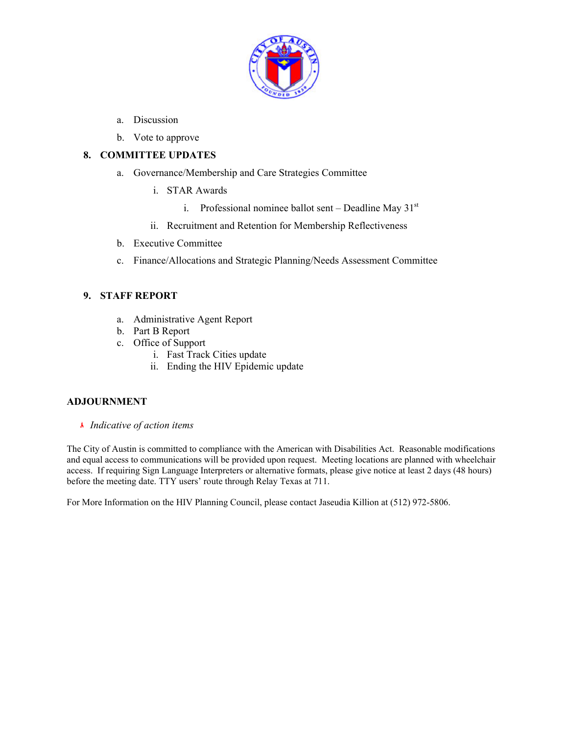a. Discussion

b. Vote to approve

**8. COMMITTEE UPDATES**

a. Governance/Membership and Care Strategies Committee

  i. STAR Awards

    i. Professional nominee ballot sent – Deadline May 31st

  ii. Recruitment and Retention for Membership Reflectiveness

b. Executive Committee

c. Finance/Allocations and Strategic Planning/Needs Assessment Committee

**9. STAFF REPORT**

a. Administrative Agent Report

b. Part B Report

c. Office of Support

  i. Fast Track Cities update

  ii. Ending the HIV Epidemic update

**ADJOURNMENT**

*Indicative of action items*

The City of Austin is committed to compliance with the American with Disabilities Act. Reasonable modifications and equal access to communications will be provided upon request. Meeting locations are planned with wheelchair access. If requiring Sign Language Interpreters or alternative formats, please give notice at least 2 days (48 hours) before the meeting date. TTY users' route through Relay Texas at 711.

For More Information on the HIV Planning Council, please contact Jaseudia Killion at (512) 972-5806.